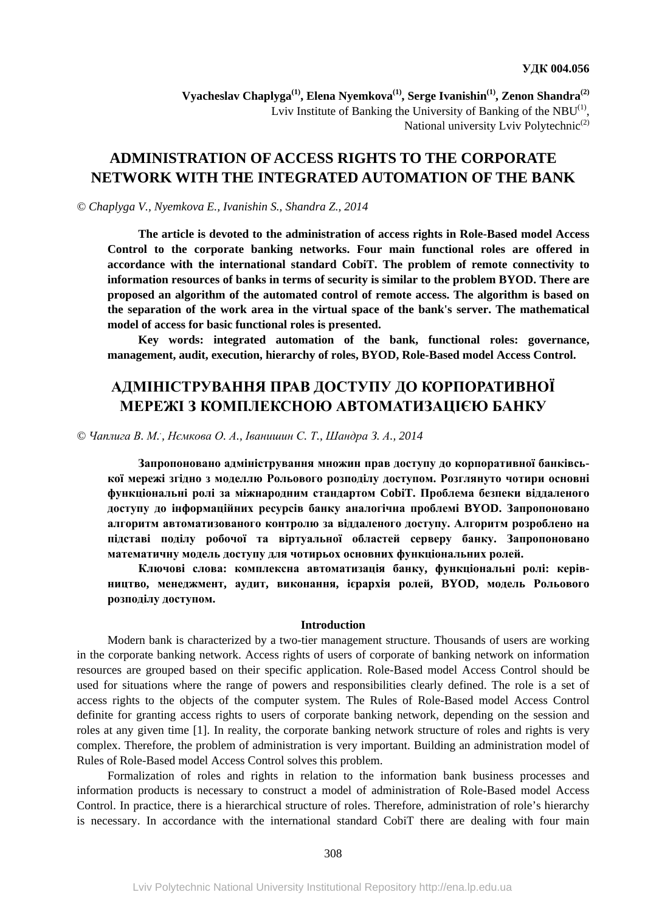**УДК 004.056**

**Vyacheslav Chaplyga[1], Elena Nyemkova[1], Serge Ivanishin[1], Zenon Shandra[2]**
Lviv Institute of Banking the University of Banking of the NBU[1],
National university Lviv Polytechnic[2]

# ADMINISTRATION OF ACCESS RIGHTS TO THE CORPORATE NETWORK WITH THE INTEGRATED AUTOMATION OF THE BANK

*© Chaplyga V., Nyemkova E., Ivanishin S., Shandra Z., 2014*

**The article is devoted to the administration of access rights in Role-Based model Access Control to the corporate banking networks. Four main functional roles are offered in accordance with the international standard CobiT. The problem of remote connectivity to information resources of banks in terms of security is similar to the problem BYOD. There are proposed an algorithm of the automated control of remote access. The algorithm is based on the separation of the work area in the virtual space of the bank's server. The mathematical model of access for basic functional roles is presented.**

**Key words: integrated automation of the bank, functional roles: governance, management, audit, execution, hierarchy of roles, BYOD, Role-Based model Access Control.**

# АДМІНІСТРУВАННЯ ПРАВ ДОСТУПУ ДО КОРПОРАТИВНОЇ МЕРЕЖІ З КОМПЛЕКСНОЮ АВТОМАТИЗАЦІЄЮ БАНКУ

*© Чаплига В. М., Нємкова О. А., Іванишин С. Т., Шандра З. А., 2014*

**Запропоновано адміністрування множин прав доступу до корпоративної банківської мережі згідно з моделлю Рольового розподілу доступом. Розглянуто чотири основні функціональні ролі за міжнародним стандартом CobiT. Проблема безпеки віддаленого доступу до інформаційних ресурсів банку аналогічна проблемі BYOD. Запропоновано алгоритм автоматизованого контролю за віддаленого доступу. Алгоритм розроблено на підставі поділу робочої та віртуальної областей серверу банку. Запропоновано математичну модель доступу для чотирьох основних функціональних ролей.**

**Ключові слова: комплексна автоматизація банку, функціональні ролі: керівництво, менеджмент, аудит, виконання, ієрархія ролей, BYOD, модель Рольового розподілу доступом.**

## Introduction

Modern bank is characterized by a two-tier management structure. Thousands of users are working in the corporate banking network. Access rights of users of corporate of banking network on information resources are grouped based on their specific application. Role-Based model Access Control should be used for situations where the range of powers and responsibilities clearly defined. The role is a set of access rights to the objects of the computer system. The Rules of Role-Based model Access Control definite for granting access rights to users of corporate banking network, depending on the session and roles at any given time [1]. In reality, the corporate banking network structure of roles and rights is very complex. Therefore, the problem of administration is very important. Building an administration model of Rules of Role-Based model Access Control solves this problem.

Formalization of roles and rights in relation to the information bank business processes and information products is necessary to construct a model of administration of Role-Based model Access Control. In practice, there is a hierarchical structure of roles. Therefore, administration of role's hierarchy is necessary. In accordance with the international standard CobiT there are dealing with four main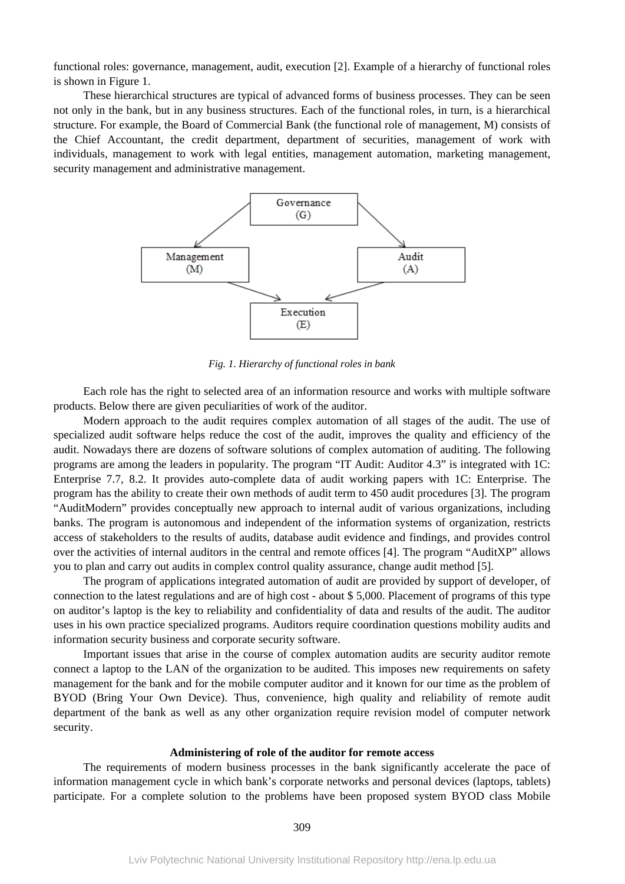functional roles: governance, management, audit, execution [2]. Example of a hierarchy of functional roles is shown in Figure 1.

These hierarchical structures are typical of advanced forms of business processes. They can be seen not only in the bank, but in any business structures. Each of the functional roles, in turn, is a hierarchical structure. For example, the Board of Commercial Bank (the functional role of management, M) consists of the Chief Accountant, the credit department, department of securities, management of work with individuals, management to work with legal entities, management automation, marketing management, security management and administrative management.

*Fig. 1. Hierarchy of functional roles in bank*

Each role has the right to selected area of an information resource and works with multiple software products. Below there are given peculiarities of work of the auditor.

Modern approach to the audit requires complex automation of all stages of the audit. The use of specialized audit software helps reduce the cost of the audit, improves the quality and efficiency of the audit. Nowadays there are dozens of software solutions of complex automation of auditing. The following programs are among the leaders in popularity. The program "IT Audit: Auditor 4.3" is integrated with 1C: Enterprise 7.7, 8.2. It provides auto-complete data of audit working papers with 1C: Enterprise. The program has the ability to create their own methods of audit term to 450 audit procedures [3]. The program "AuditModern" provides conceptually new approach to internal audit of various organizations, including banks. The program is autonomous and independent of the information systems of organization, restricts access of stakeholders to the results of audits, database audit evidence and findings, and provides control over the activities of internal auditors in the central and remote offices [4]. The program "AuditXP" allows you to plan and carry out audits in complex control quality assurance, change audit method [5].

The program of applications integrated automation of audit are provided by support of developer, of connection to the latest regulations and are of high cost - about $ 5,000. Placement of programs of this type on auditor's laptop is the key to reliability and confidentiality of data and results of the audit. The auditor uses in his own practice specialized programs. Auditors require coordination questions mobility audits and information security business and corporate security software.

Important issues that arise in the course of complex automation audits are security auditor remote connect a laptop to the LAN of the organization to be audited. This imposes new requirements on safety management for the bank and for the mobile computer auditor and it known for our time as the problem of BYOD (Bring Your Own Device). Thus, convenience, high quality and reliability of remote audit department of the bank as well as any other organization require revision model of computer network security.

### Administering of role of the auditor for remote access

The requirements of modern business processes in the bank significantly accelerate the pace of information management cycle in which bank's corporate networks and personal devices (laptops, tablets) participate. For a complete solution to the problems have been proposed system BYOD class Mobile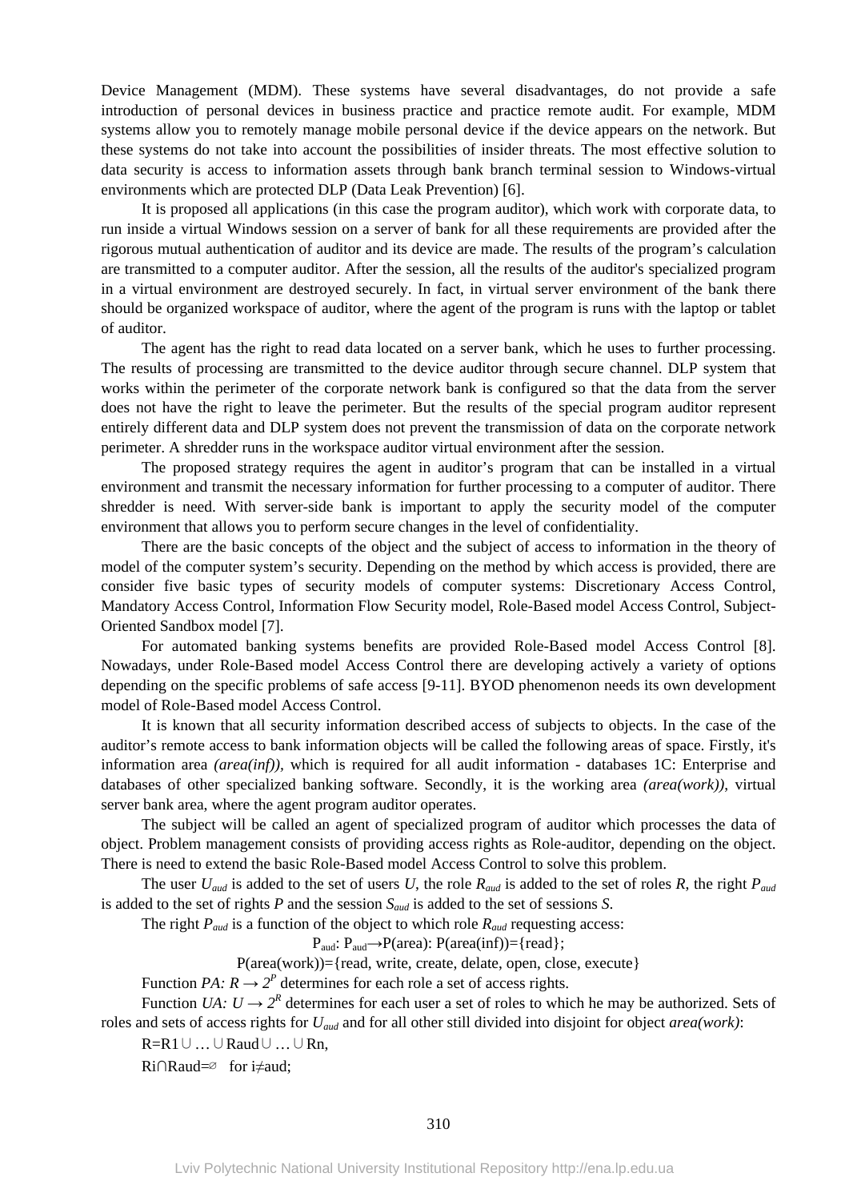Device Management (MDM). These systems have several disadvantages, do not provide a safe introduction of personal devices in business practice and practice remote audit. For example, MDM systems allow you to remotely manage mobile personal device if the device appears on the network. But these systems do not take into account the possibilities of insider threats. The most effective solution to data security is access to information assets through bank branch terminal session to Windows-virtual environments which are protected DLP (Data Leak Prevention) [6].

It is proposed all applications (in this case the program auditor), which work with corporate data, to run inside a virtual Windows session on a server of bank for all these requirements are provided after the rigorous mutual authentication of auditor and its device are made. The results of the program's calculation are transmitted to a computer auditor. After the session, all the results of the auditor's specialized program in a virtual environment are destroyed securely. In fact, in virtual server environment of the bank there should be organized workspace of auditor, where the agent of the program is runs with the laptop or tablet of auditor.

The agent has the right to read data located on a server bank, which he uses to further processing. The results of processing are transmitted to the device auditor through secure channel. DLP system that works within the perimeter of the corporate network bank is configured so that the data from the server does not have the right to leave the perimeter. But the results of the special program auditor represent entirely different data and DLP system does not prevent the transmission of data on the corporate network perimeter. A shredder runs in the workspace auditor virtual environment after the session.

The proposed strategy requires the agent in auditor's program that can be installed in a virtual environment and transmit the necessary information for further processing to a computer of auditor. There shredder is need. With server-side bank is important to apply the security model of the computer environment that allows you to perform secure changes in the level of confidentiality.

There are the basic concepts of the object and the subject of access to information in the theory of model of the computer system's security. Depending on the method by which access is provided, there are consider five basic types of security models of computer systems: Discretionary Access Control, Mandatory Access Control, Information Flow Security model, Role-Based model Access Control, Subject-Oriented Sandbox model [7].

For automated banking systems benefits are provided Role-Based model Access Control [8]. Nowadays, under Role-Based model Access Control there are developing actively a variety of options depending on the specific problems of safe access [9-11]. BYOD phenomenon needs its own development model of Role-Based model Access Control.

It is known that all security information described access of subjects to objects. In the case of the auditor's remote access to bank information objects will be called the following areas of space. Firstly, it's information area *(area(inf))*, which is required for all audit information - databases 1C: Enterprise and databases of other specialized banking software. Secondly, it is the working area *(area(work))*, virtual server bank area, where the agent program auditor operates.

The subject will be called an agent of specialized program of auditor which processes the data of object. Problem management consists of providing access rights as Role-auditor, depending on the object. There is need to extend the basic Role-Based model Access Control to solve this problem.

The user $U_{aud}$ is added to the set of users $U$, the role $R_{aud}$ is added to the set of roles $R$, the right $P_{aud}$ is added to the set of rights $P$ and the session $S_{aud}$ is added to the set of sessions $S$.

The right $P_{aud}$ is a function of the object to which role $R_{aud}$ requesting access:

$$P_{aud}: P_{aud} \rightarrow P(area): P(area(inf))=\{read\};$$

$$P(area(work))=\{read, write, create, delate, open, close, execute\}$$

Function $PA: R \rightarrow 2^P$ determines for each role a set of access rights.

Function $UA: U \rightarrow 2^R$ determines for each user a set of roles to which he may be authorized. Sets of roles and sets of access rights for $U_{aud}$ and for all other still divided into disjoint for object *area(work)*:

$R=R1 \cup \ldots \cup Raud \cup \ldots \cup Rn$,

$Ri \cap Raud=\varnothing$ for $i \neq aud$;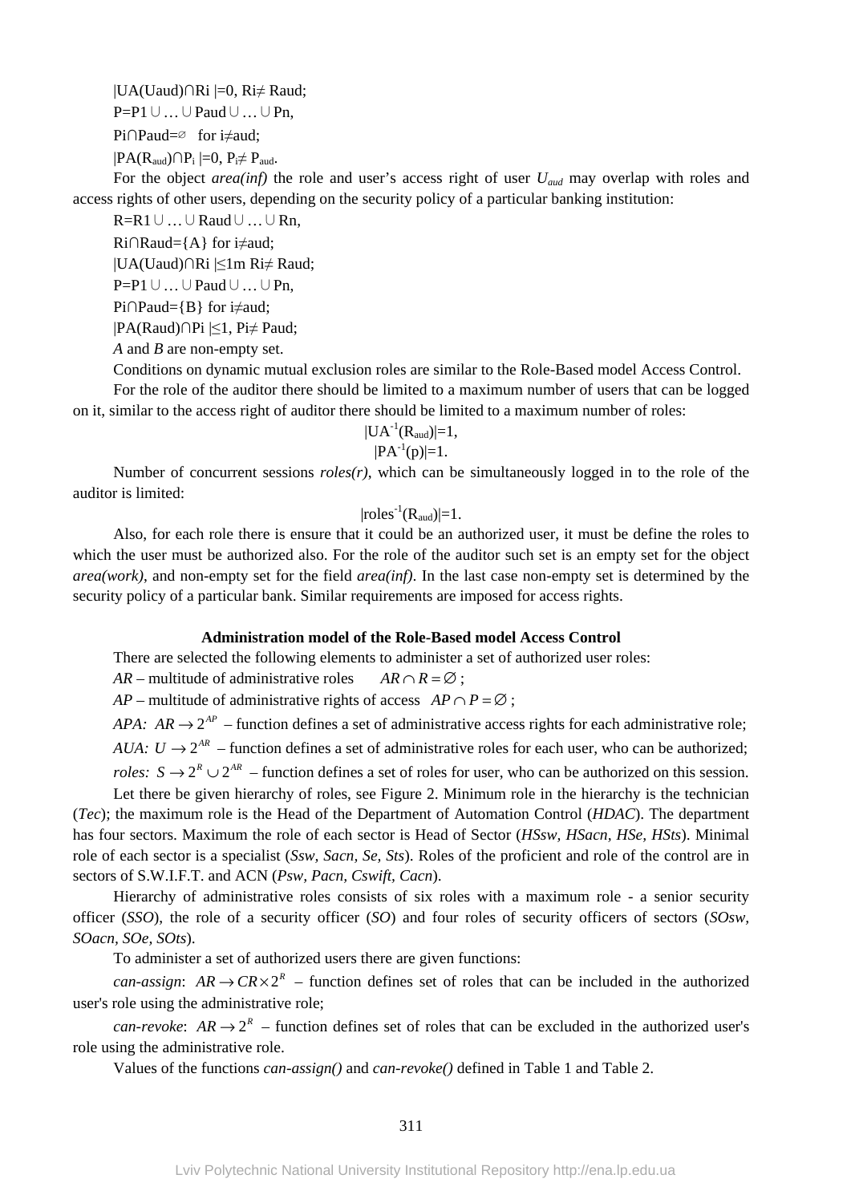$|UA(U_{aud}) \cap R_i| = 0,\ R_i \neq R_{aud};$

$P = P_1 \cup \ldots \cup P_{aud} \cup \ldots \cup P_n,$

$P_i \cap P_{aud} = \varnothing$ for $i \neq aud;$

$|PA(R_{aud}) \cap P_i| = 0,\ P_i \neq P_{aud}.$

For the object *area(inf)* the role and user's access right of user $U_{aud}$ may overlap with roles and access rights of other users, depending on the security policy of a particular banking institution:

$R = R_1 \cup \ldots \cup R_{aud} \cup \ldots \cup R_n,$

$R_i \cap R_{aud} = \{A\}$ for $i \neq aud;$

$|UA(U_{aud}) \cap R_i| \leq 1m\ R_i \neq R_{aud};$

$P = P_1 \cup \ldots \cup P_{aud} \cup \ldots \cup P_n,$

$P_i \cap P_{aud} = \{B\}$ for $i \neq aud;$

$|PA(R_{aud}) \cap P_i| \leq 1,\ P_i \neq P_{aud};$

*A* and *B* are non-empty set.

Conditions on dynamic mutual exclusion roles are similar to the Role-Based model Access Control.

For the role of the auditor there should be limited to a maximum number of users that can be logged on it, similar to the access right of auditor there should be limited to a maximum number of roles:

$$|UA^{-1}(R_{aud})| = 1,$$

$$|PA^{-1}(p)| = 1.$$

Number of concurrent sessions *roles(r)*, which can be simultaneously logged in to the role of the auditor is limited:

$$|roles^{-1}(R_{aud})| = 1.$$

Also, for each role there is ensure that it could be an authorized user, it must be define the roles to which the user must be authorized also. For the role of the auditor such set is an empty set for the object *area(work)*, and non-empty set for the field *area(inf)*. In the last case non-empty set is determined by the security policy of a particular bank. Similar requirements are imposed for access rights.

**Administration model of the Role-Based model Access Control**

There are selected the following elements to administer a set of authorized user roles:

*AR* – multitude of administrative roles $AR \cap R = \varnothing$;

*AP* – multitude of administrative rights of access $AP \cap P = \varnothing$;

*APA:* $AR \rightarrow 2^{AP}$ – function defines a set of administrative access rights for each administrative role;

*AUA:* $U \rightarrow 2^{AR}$ – function defines a set of administrative roles for each user, who can be authorized;

*roles:* $S \rightarrow 2^{R} \cup 2^{AR}$ – function defines a set of roles for user, who can be authorized on this session.

Let there be given hierarchy of roles, see Figure 2. Minimum role in the hierarchy is the technician (*Tec*); the maximum role is the Head of the Department of Automation Control (*HDAC*). The department has four sectors. Maximum the role of each sector is Head of Sector (*HSsw, HSacn, HSe, HSts*). Minimal role of each sector is a specialist (*Ssw, Sacn, Se, Sts*). Roles of the proficient and role of the control are in sectors of S.W.I.F.T. and ACN (*Psw, Pacn, Cswift, Cacn*).

Hierarchy of administrative roles consists of six roles with a maximum role - a senior security officer (*SSO*), the role of a security officer (*SO*) and four roles of security officers of sectors (*SOsw, SOacn, SOe, SOts*).

To administer a set of authorized users there are given functions:

*can-assign*: $AR \rightarrow CR \times 2^{R}$ – function defines set of roles that can be included in the authorized user's role using the administrative role;

*can-revoke*: $AR \rightarrow 2^{R}$ – function defines set of roles that can be excluded in the authorized user's role using the administrative role.

Values of the functions *can-assign()* and *can-revoke()* defined in Table 1 and Table 2.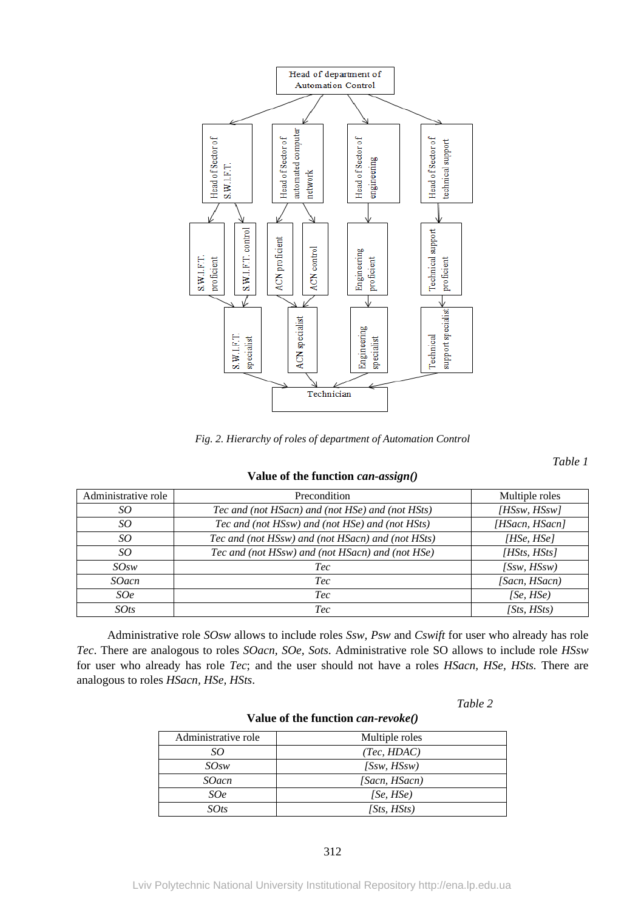Fig. 2. Hierarchy of roles of department of Automation Control

*Table 1*

**Value of the function *can-assign()***

| Administrative role | Precondition | Multiple roles |
| --- | --- | --- |
| *SO* | *Tec and (not HSacn) and (not HSe) and (not HSts)* | *[HSsw, HSsw]* |
| *SO* | *Tec and (not HSsw) and (not HSe) and (not HSts)* | *[HSacn, HSacn]* |
| *SO* | *Tec and (not HSsw) and (not HSacn) and (not HSts)* | *[HSe, HSe]* |
| *SO* | *Tec and (not HSsw) and (not HSacn) and (not HSe)* | *[HSts, HSts]* |
| *SOsw* | *Tec* | *[Ssw, HSsw)* |
| *SOacn* | *Tec* | *[Sacn, HSacn)* |
| *SOe* | *Tec* | *[Se, HSe)* |
| *SOts* | *Tec* | *[Sts, HSts)* |

Administrative role *SOsw* allows to include roles *Ssw, Psw* and *Cswift* for user who already has role *Tec*. There are analogous to roles *SOacn, SOe, Sots*. Administrative role SO allows to include role *HSsw* for user who already has role *Tec*; and the user should not have a roles *HSacn, HSe, HSts.* There are analogous to roles *HSacn, HSe, HSts*.

*Table 2*

**Value of the function *can-revoke()***

| Administrative role | Multiple roles |
| --- | --- |
| *SO* | *(Tec, HDAC)* |
| *SOsw* | *[Ssw, HSsw)* |
| *SOacn* | *[Sacn, HSacn)* |
| *SOe* | *[Se, HSe)* |
| *SOts* | *[Sts, HSts)* |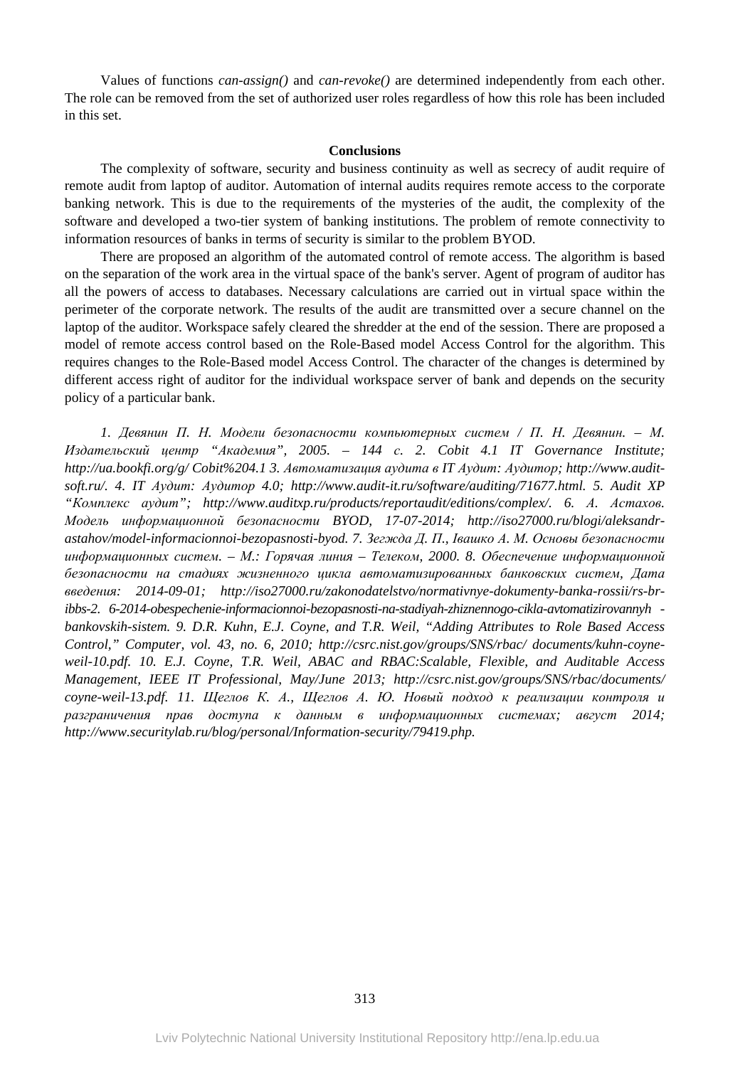Values of functions *can-assign()* and *can-revoke()* are determined independently from each other. The role can be removed from the set of authorized user roles regardless of how this role has been included in this set.

## Conclusions

The complexity of software, security and business continuity as well as secrecy of audit require of remote audit from laptop of auditor. Automation of internal audits requires remote access to the corporate banking network. This is due to the requirements of the mysteries of the audit, the complexity of the software and developed a two-tier system of banking institutions. The problem of remote connectivity to information resources of banks in terms of security is similar to the problem BYOD.

There are proposed an algorithm of the automated control of remote access. The algorithm is based on the separation of the work area in the virtual space of the bank's server. Agent of program of auditor has all the powers of access to databases. Necessary calculations are carried out in virtual space within the perimeter of the corporate network. The results of the audit are transmitted over a secure channel on the laptop of the auditor. Workspace safely cleared the shredder at the end of the session. There are proposed a model of remote access control based on the Role-Based model Access Control for the algorithm. This requires changes to the Role-Based model Access Control. The character of the changes is determined by different access right of auditor for the individual workspace server of bank and depends on the security policy of a particular bank.

*1. Девянин П. Н. Модели безопасности компьютерных систем / П. Н. Девянин. – М. Издательский центр "Академия", 2005. – 144 с. 2. Cobit 4.1 IT Governance Institute; http://ua.bookfi.org/g/ Cobit%204.1 3. Автоматизация аудита в IT Аудит: Аудитор; http://www.audit-soft.ru/. 4. IT Аудит: Аудитор 4.0; http://www.audit-it.ru/software/auditing/71677.html. 5. Audit XP "Комплекс аудит"; http://www.auditxp.ru/products/reportaudit/editions/complex/. 6. А. Астахов. Модель информационной безопасности BYOD, 17-07-2014; http://iso27000.ru/blogi/aleksandr-astahov/model-informacionnoi-bezopasnosti-byod. 7. Зегжда Д. П., Івашко А. М. Основы безопасности информационных систем. – М.: Горячая линия – Телеком, 2000. 8. Обеспечение информационной безопасности на стадиях жизненного цикла автоматизированных банковских систем, Дата введения: 2014-09-01; http://iso27000.ru/zakonodatelstvo/normativnye-dokumenty-banka-rossii/rs-br-ibbs-2. 6-2014-obespechenie-informacionnoi-bezopasnosti-na-stadiyah-zhiznennogo-cikla-avtomatizirovannyh - bankovskih-sistem. 9. D.R. Kuhn, E.J. Coyne, and T.R. Weil, "Adding Attributes to Role Based Access Control," Computer, vol. 43, no. 6, 2010; http://csrc.nist.gov/groups/SNS/rbac/ documents/kuhn-coyne-weil-10.pdf. 10. E.J. Coyne, T.R. Weil, ABAC and RBAC:Scalable, Flexible, and Auditable Access Management, IEEE IT Professional, May/June 2013; http://csrc.nist.gov/groups/SNS/rbac/documents/ coyne-weil-13.pdf. 11. Щеглов К. А., Щеглов А. Ю. Новый подход к реализации контроля и разграничения прав доступа к данным в информационных системах; август 2014; http://www.securitylab.ru/blog/personal/Information-security/79419.php.*